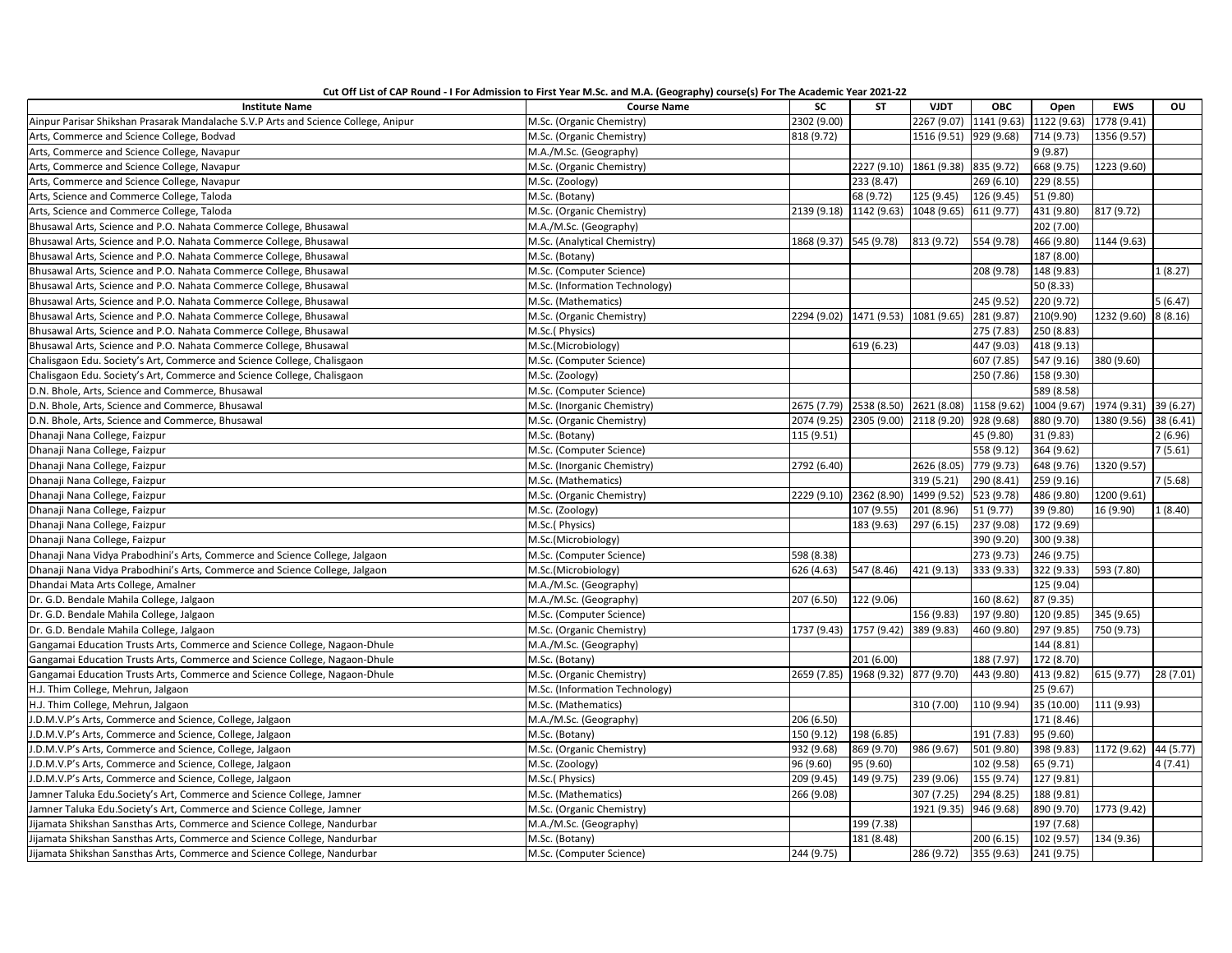**Cut Off List of CAP Round - I For Admission to First Year M.Sc. and M.A. (Geography) course(s) For The Academic Year 2021-22**

| Institute Name | Course Name | SC | ST | VJDT | OBC | Open | EWS | OU |
|---|---|---|---|---|---|---|---|---|
| Ainpur Parisar Shikshan Prasarak Mandalache S.V.P Arts and Science College, Anipur | M.Sc. (Organic Chemistry) | 2302 (9.00) | | 2267 (9.07) | 1141 (9.63) | 1122 (9.63) | 1778 (9.41) | |
| Arts, Commerce and Science College, Bodvad | M.Sc. (Organic Chemistry) | 818 (9.72) | | 1516 (9.51) | 929 (9.68) | 714 (9.73) | 1356 (9.57) | |
| Arts, Commerce and Science College, Navapur | M.A./M.Sc. (Geography) | | | | | 9 (9.87) | | |
| Arts, Commerce and Science College, Navapur | M.Sc. (Organic Chemistry) | | 2227 (9.10) | 1861 (9.38) | 835 (9.72) | 668 (9.75) | 1223 (9.60) | |
| Arts, Commerce and Science College, Navapur | M.Sc. (Zoology) | | 233 (8.47) | | 269 (6.10) | 229 (8.55) | | |
| Arts, Science and Commerce College, Taloda | M.Sc. (Botany) | | 68 (9.72) | 125 (9.45) | 126 (9.45) | 51 (9.80) | | |
| Arts, Science and Commerce College, Taloda | M.Sc. (Organic Chemistry) | 2139 (9.18) | 1142 (9.63) | 1048 (9.65) | 611 (9.77) | 431 (9.80) | 817 (9.72) | |
| Bhusawal Arts, Science and P.O. Nahata Commerce College, Bhusawal | M.A./M.Sc. (Geography) | | | | | 202 (7.00) | | |
| Bhusawal Arts, Science and P.O. Nahata Commerce College, Bhusawal | M.Sc. (Analytical Chemistry) | 1868 (9.37) | 545 (9.78) | 813 (9.72) | 554 (9.78) | 466 (9.80) | 1144 (9.63) | |
| Bhusawal Arts, Science and P.O. Nahata Commerce College, Bhusawal | M.Sc. (Botany) | | | | | 187 (8.00) | | |
| Bhusawal Arts, Science and P.O. Nahata Commerce College, Bhusawal | M.Sc. (Computer Science) | | | | 208 (9.78) | 148 (9.83) | | 1 (8.27) |
| Bhusawal Arts, Science and P.O. Nahata Commerce College, Bhusawal | M.Sc. (Information Technology) | | | | | 50 (8.33) | | |
| Bhusawal Arts, Science and P.O. Nahata Commerce College, Bhusawal | M.Sc. (Mathematics) | | | | 245 (9.52) | 220 (9.72) | | 5 (6.47) |
| Bhusawal Arts, Science and P.O. Nahata Commerce College, Bhusawal | M.Sc. (Organic Chemistry) | 2294 (9.02) | 1471 (9.53) | 1081 (9.65) | 281 (9.87) | 210(9.90) | 1232 (9.60) | 8 (8.16) |
| Bhusawal Arts, Science and P.O. Nahata Commerce College, Bhusawal | M.Sc.( Physics) | | | | 275 (7.83) | 250 (8.83) | | |
| Bhusawal Arts, Science and P.O. Nahata Commerce College, Bhusawal | M.Sc.(Microbiology) | | 619 (6.23) | | 447 (9.03) | 418 (9.13) | | |
| Chalisgaon Edu. Society's Art, Commerce and Science College, Chalisgaon | M.Sc. (Computer Science) | | | | 607 (7.85) | 547 (9.16) | 380 (9.60) | |
| Chalisgaon Edu. Society's Art, Commerce and Science College, Chalisgaon | M.Sc. (Zoology) | | | | 250 (7.86) | 158 (9.30) | | |
| D.N. Bhole, Arts, Science and Commerce, Bhusawal | M.Sc. (Computer Science) | | | | | 589 (8.58) | | |
| D.N. Bhole, Arts, Science and Commerce, Bhusawal | M.Sc. (Inorganic Chemistry) | 2675 (7.79) | 2538 (8.50) | 2621 (8.08) | 1158 (9.62) | 1004 (9.67) | 1974 (9.31) | 39 (6.27) |
| D.N. Bhole, Arts, Science and Commerce, Bhusawal | M.Sc. (Organic Chemistry) | 2074 (9.25) | 2305 (9.00) | 2118 (9.20) | 928 (9.68) | 880 (9.70) | 1380 (9.56) | 38 (6.41) |
| Dhanaji Nana College, Faizpur | M.Sc. (Botany) | 115 (9.51) | | | 45 (9.80) | 31 (9.83) | | 2 (6.96) |
| Dhanaji Nana College, Faizpur | M.Sc. (Computer Science) | | | | 558 (9.12) | 364 (9.62) | | 7 (5.61) |
| Dhanaji Nana College, Faizpur | M.Sc. (Inorganic Chemistry) | 2792 (6.40) | | 2626 (8.05) | 779 (9.73) | 648 (9.76) | 1320 (9.57) | |
| Dhanaji Nana College, Faizpur | M.Sc. (Mathematics) | | | 319 (5.21) | 290 (8.41) | 259 (9.16) | | 7 (5.68) |
| Dhanaji Nana College, Faizpur | M.Sc. (Organic Chemistry) | 2229 (9.10) | 2362 (8.90) | 1499 (9.52) | 523 (9.78) | 486 (9.80) | 1200 (9.61) | |
| Dhanaji Nana College, Faizpur | M.Sc. (Zoology) | | 107 (9.55) | 201 (8.96) | 51 (9.77) | 39 (9.80) | 16 (9.90) | 1 (8.40) |
| Dhanaji Nana College, Faizpur | M.Sc.( Physics) | | 183 (9.63) | 297 (6.15) | 237 (9.08) | 172 (9.69) | | |
| Dhanaji Nana College, Faizpur | M.Sc.(Microbiology) | | | | 390 (9.20) | 300 (9.38) | | |
| Dhanaji Nana Vidya Prabodhini's Arts, Commerce and Science College, Jalgaon | M.Sc. (Computer Science) | 598 (8.38) | | | 273 (9.73) | 246 (9.75) | | |
| Dhanaji Nana Vidya Prabodhini's Arts, Commerce and Science College, Jalgaon | M.Sc.(Microbiology) | 626 (4.63) | 547 (8.46) | 421 (9.13) | 333 (9.33) | 322 (9.33) | 593 (7.80) | |
| Dhandai Mata Arts College, Amalner | M.A./M.Sc. (Geography) | | | | | 125 (9.04) | | |
| Dr. G.D. Bendale Mahila College, Jalgaon | M.A./M.Sc. (Geography) | 207 (6.50) | 122 (9.06) | | 160 (8.62) | 87 (9.35) | | |
| Dr. G.D. Bendale Mahila College, Jalgaon | M.Sc. (Computer Science) | | | 156 (9.83) | 197 (9.80) | 120 (9.85) | 345 (9.65) | |
| Dr. G.D. Bendale Mahila College, Jalgaon | M.Sc. (Organic Chemistry) | 1737 (9.43) | 1757 (9.42) | 389 (9.83) | 460 (9.80) | 297 (9.85) | 750 (9.73) | |
| Gangamai Education Trusts Arts, Commerce and Science College, Nagaon-Dhule | M.A./M.Sc. (Geography) | | | | | 144 (8.81) | | |
| Gangamai Education Trusts Arts, Commerce and Science College, Nagaon-Dhule | M.Sc. (Botany) | | 201 (6.00) | | 188 (7.97) | 172 (8.70) | | |
| Gangamai Education Trusts Arts, Commerce and Science College, Nagaon-Dhule | M.Sc. (Organic Chemistry) | 2659 (7.85) | 1968 (9.32) | 877 (9.70) | 443 (9.80) | 413 (9.82) | 615 (9.77) | 28 (7.01) |
| H.J. Thim College, Mehrun, Jalgaon | M.Sc. (Information Technology) | | | | | 25 (9.67) | | |
| H.J. Thim College, Mehrun, Jalgaon | M.Sc. (Mathematics) | | | 310 (7.00) | 110 (9.94) | 35 (10.00) | 111 (9.93) | |
| J.D.M.V.P's Arts, Commerce and Science, College, Jalgaon | M.A./M.Sc. (Geography) | 206 (6.50) | | | | 171 (8.46) | | |
| J.D.M.V.P's Arts, Commerce and Science, College, Jalgaon | M.Sc. (Botany) | 150 (9.12) | 198 (6.85) | | 191 (7.83) | 95 (9.60) | | |
| J.D.M.V.P's Arts, Commerce and Science, College, Jalgaon | M.Sc. (Organic Chemistry) | 932 (9.68) | 869 (9.70) | 986 (9.67) | 501 (9.80) | 398 (9.83) | 1172 (9.62) | 44 (5.77) |
| J.D.M.V.P's Arts, Commerce and Science, College, Jalgaon | M.Sc. (Zoology) | 96 (9.60) | 95 (9.60) | | 102 (9.58) | 65 (9.71) | | 4 (7.41) |
| J.D.M.V.P's Arts, Commerce and Science, College, Jalgaon | M.Sc.( Physics) | 209 (9.45) | 149 (9.75) | 239 (9.06) | 155 (9.74) | 127 (9.81) | | |
| Jamner Taluka Edu.Society's Art, Commerce and Science College, Jamner | M.Sc. (Mathematics) | 266 (9.08) | | 307 (7.25) | 294 (8.25) | 188 (9.81) | | |
| Jamner Taluka Edu.Society's Art, Commerce and Science College, Jamner | M.Sc. (Organic Chemistry) | | | 1921 (9.35) | 946 (9.68) | 890 (9.70) | 1773 (9.42) | |
| Jijamata Shikshan Sansthas Arts, Commerce and Science College, Nandurbar | M.A./M.Sc. (Geography) | | 199 (7.38) | | | 197 (7.68) | | |
| Jijamata Shikshan Sansthas Arts, Commerce and Science College, Nandurbar | M.Sc. (Botany) | | 181 (8.48) | | 200 (6.15) | 102 (9.57) | 134 (9.36) | |
| Jijamata Shikshan Sansthas Arts, Commerce and Science College, Nandurbar | M.Sc. (Computer Science) | 244 (9.75) | | 286 (9.72) | 355 (9.63) | 241 (9.75) | | |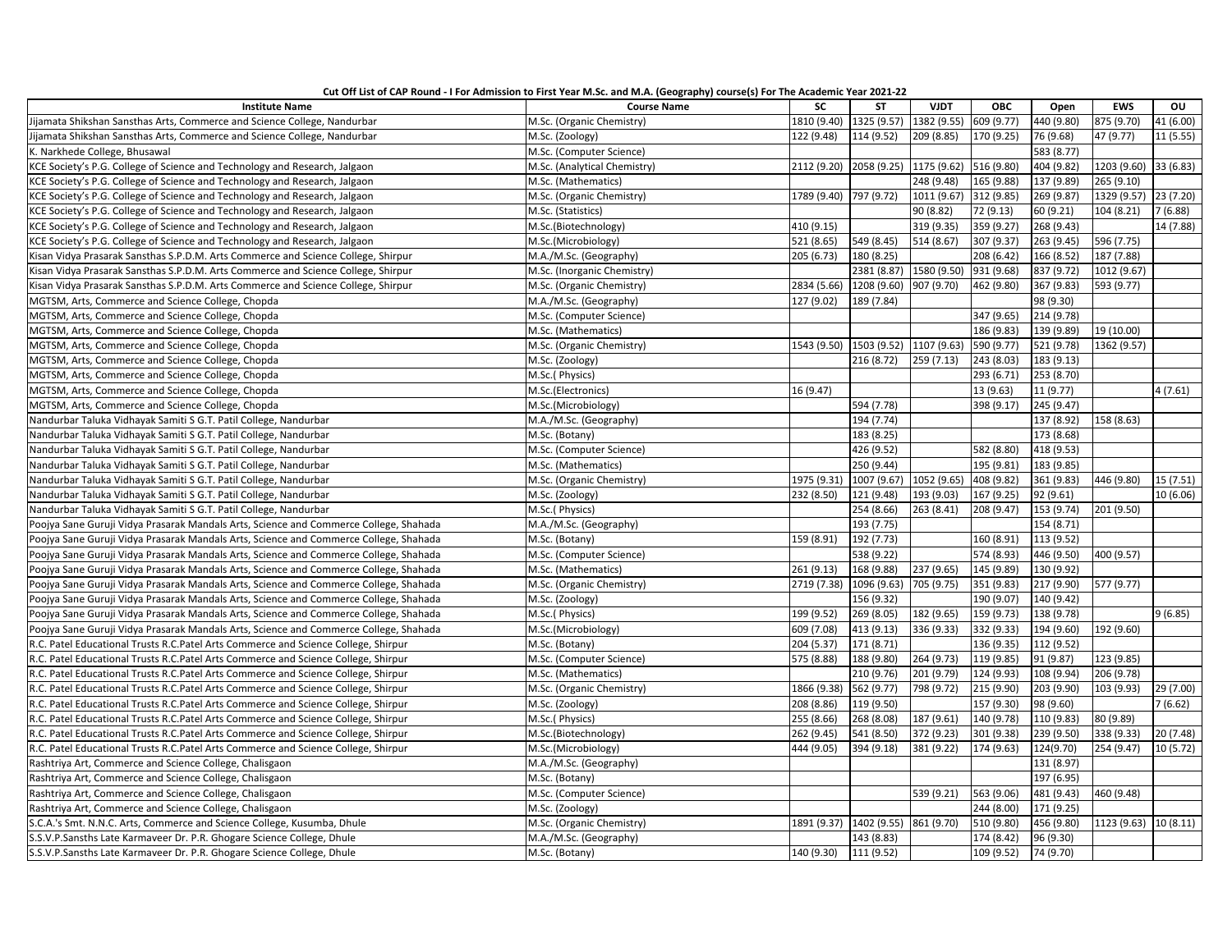**Cut Off List of CAP Round - I For Admission to First Year M.Sc. and M.A. (Geography) course(s) For The Academic Year 2021-22**

| Institute Name | Course Name | SC | ST | VJDT | OBC | Open | EWS | OU |
|---|---|---|---|---|---|---|---|---|
| Jijamata Shikshan Sansthas Arts, Commerce and Science College, Nandurbar | M.Sc. (Organic Chemistry) | 1810 (9.40) | 1325 (9.57) | 1382 (9.55) | 609 (9.77) | 440 (9.80) | 875 (9.70) | 41 (6.00) |
| Jijamata Shikshan Sansthas Arts, Commerce and Science College, Nandurbar | M.Sc. (Zoology) | 122 (9.48) | 114 (9.52) | 209 (8.85) | 170 (9.25) | 76 (9.68) | 47 (9.77) | 11 (5.55) |
| K. Narkhede College, Bhusawal | M.Sc. (Computer Science) | | | | | 583 (8.77) | | |
| KCE Society's P.G. College of Science and Technology and Research, Jalgaon | M.Sc. (Analytical Chemistry) | 2112 (9.20) | 2058 (9.25) | 1175 (9.62) | 516 (9.80) | 404 (9.82) | 1203 (9.60) | 33 (6.83) |
| KCE Society's P.G. College of Science and Technology and Research, Jalgaon | M.Sc. (Mathematics) | | | 248 (9.48) | 165 (9.88) | 137 (9.89) | 265 (9.10) | |
| KCE Society's P.G. College of Science and Technology and Research, Jalgaon | M.Sc. (Organic Chemistry) | 1789 (9.40) | 797 (9.72) | 1011 (9.67) | 312 (9.85) | 269 (9.87) | 1329 (9.57) | 23 (7.20) |
| KCE Society's P.G. College of Science and Technology and Research, Jalgaon | M.Sc. (Statistics) | | | 90 (8.82) | 72 (9.13) | 60 (9.21) | 104 (8.21) | 7 (6.88) |
| KCE Society's P.G. College of Science and Technology and Research, Jalgaon | M.Sc.(Biotechnology) | 410 (9.15) | | 319 (9.35) | 359 (9.27) | 268 (9.43) | | 14 (7.88) |
| KCE Society's P.G. College of Science and Technology and Research, Jalgaon | M.Sc.(Microbiology) | 521 (8.65) | 549 (8.45) | 514 (8.67) | 307 (9.37) | 263 (9.45) | 596 (7.75) | |
| Kisan Vidya Prasarak Sansthas S.P.D.M. Arts Commerce and Science College, Shirpur | M.A./M.Sc. (Geography) | 205 (6.73) | 180 (8.25) | | 208 (6.42) | 166 (8.52) | 187 (7.88) | |
| Kisan Vidya Prasarak Sansthas S.P.D.M. Arts Commerce and Science College, Shirpur | M.Sc. (Inorganic Chemistry) | | 2381 (8.87) | 1580 (9.50) | 931 (9.68) | 837 (9.72) | 1012 (9.67) | |
| Kisan Vidya Prasarak Sansthas S.P.D.M. Arts Commerce and Science College, Shirpur | M.Sc. (Organic Chemistry) | 2834 (5.66) | 1208 (9.60) | 907 (9.70) | 462 (9.80) | 367 (9.83) | 593 (9.77) | |
| MGTSM, Arts, Commerce and Science College, Chopda | M.A./M.Sc. (Geography) | 127 (9.02) | 189 (7.84) | | | 98 (9.30) | | |
| MGTSM, Arts, Commerce and Science College, Chopda | M.Sc. (Computer Science) | | | | 347 (9.65) | 214 (9.78) | | |
| MGTSM, Arts, Commerce and Science College, Chopda | M.Sc. (Mathematics) | | | | 186 (9.83) | 139 (9.89) | 19 (10.00) | |
| MGTSM, Arts, Commerce and Science College, Chopda | M.Sc. (Organic Chemistry) | 1543 (9.50) | 1503 (9.52) | 1107 (9.63) | 590 (9.77) | 521 (9.78) | 1362 (9.57) | |
| MGTSM, Arts, Commerce and Science College, Chopda | M.Sc. (Zoology) | | 216 (8.72) | 259 (7.13) | 243 (8.03) | 183 (9.13) | | |
| MGTSM, Arts, Commerce and Science College, Chopda | M.Sc.( Physics) | | | | 293 (6.71) | 253 (8.70) | | |
| MGTSM, Arts, Commerce and Science College, Chopda | M.Sc.(Electronics) | 16 (9.47) | | | 13 (9.63) | 11 (9.77) | | 4 (7.61) |
| MGTSM, Arts, Commerce and Science College, Chopda | M.Sc.(Microbiology) | | 594 (7.78) | | 398 (9.17) | 245 (9.47) | | |
| Nandurbar Taluka Vidhayak Samiti S G.T. Patil College, Nandurbar | M.A./M.Sc. (Geography) | | 194 (7.74) | | | 137 (8.92) | 158 (8.63) | |
| Nandurbar Taluka Vidhayak Samiti S G.T. Patil College, Nandurbar | M.Sc. (Botany) | | 183 (8.25) | | | 173 (8.68) | | |
| Nandurbar Taluka Vidhayak Samiti S G.T. Patil College, Nandurbar | M.Sc. (Computer Science) | | 426 (9.52) | | 582 (8.80) | 418 (9.53) | | |
| Nandurbar Taluka Vidhayak Samiti S G.T. Patil College, Nandurbar | M.Sc. (Mathematics) | | 250 (9.44) | | 195 (9.81) | 183 (9.85) | | |
| Nandurbar Taluka Vidhayak Samiti S G.T. Patil College, Nandurbar | M.Sc. (Organic Chemistry) | 1975 (9.31) | 1007 (9.67) | 1052 (9.65) | 408 (9.82) | 361 (9.83) | 446 (9.80) | 15 (7.51) |
| Nandurbar Taluka Vidhayak Samiti S G.T. Patil College, Nandurbar | M.Sc. (Zoology) | 232 (8.50) | 121 (9.48) | 193 (9.03) | 167 (9.25) | 92 (9.61) | | 10 (6.06) |
| Nandurbar Taluka Vidhayak Samiti S G.T. Patil College, Nandurbar | M.Sc.( Physics) | | 254 (8.66) | 263 (8.41) | 208 (9.47) | 153 (9.74) | 201 (9.50) | |
| Poojya Sane Guruji Vidya Prasarak Mandals Arts, Science and Commerce College, Shahada | M.A./M.Sc. (Geography) | | 193 (7.75) | | | 154 (8.71) | | |
| Poojya Sane Guruji Vidya Prasarak Mandals Arts, Science and Commerce College, Shahada | M.Sc. (Botany) | 159 (8.91) | 192 (7.73) | | 160 (8.91) | 113 (9.52) | | |
| Poojya Sane Guruji Vidya Prasarak Mandals Arts, Science and Commerce College, Shahada | M.Sc. (Computer Science) | | 538 (9.22) | | 574 (8.93) | 446 (9.50) | 400 (9.57) | |
| Poojya Sane Guruji Vidya Prasarak Mandals Arts, Science and Commerce College, Shahada | M.Sc. (Mathematics) | 261 (9.13) | 168 (9.88) | 237 (9.65) | 145 (9.89) | 130 (9.92) | | |
| Poojya Sane Guruji Vidya Prasarak Mandals Arts, Science and Commerce College, Shahada | M.Sc. (Organic Chemistry) | 2719 (7.38) | 1096 (9.63) | 705 (9.75) | 351 (9.83) | 217 (9.90) | 577 (9.77) | |
| Poojya Sane Guruji Vidya Prasarak Mandals Arts, Science and Commerce College, Shahada | M.Sc. (Zoology) | | 156 (9.32) | | 190 (9.07) | 140 (9.42) | | |
| Poojya Sane Guruji Vidya Prasarak Mandals Arts, Science and Commerce College, Shahada | M.Sc.( Physics) | 199 (9.52) | 269 (8.05) | 182 (9.65) | 159 (9.73) | 138 (9.78) | | 9 (6.85) |
| Poojya Sane Guruji Vidya Prasarak Mandals Arts, Science and Commerce College, Shahada | M.Sc.(Microbiology) | 609 (7.08) | 413 (9.13) | 336 (9.33) | 332 (9.33) | 194 (9.60) | 192 (9.60) | |
| R.C. Patel Educational Trusts R.C.Patel Arts Commerce and Science College, Shirpur | M.Sc. (Botany) | 204 (5.37) | 171 (8.71) | | 136 (9.35) | 112 (9.52) | | |
| R.C. Patel Educational Trusts R.C.Patel Arts Commerce and Science College, Shirpur | M.Sc. (Computer Science) | 575 (8.88) | 188 (9.80) | 264 (9.73) | 119 (9.85) | 91 (9.87) | 123 (9.85) | |
| R.C. Patel Educational Trusts R.C.Patel Arts Commerce and Science College, Shirpur | M.Sc. (Mathematics) | | 210 (9.76) | 201 (9.79) | 124 (9.93) | 108 (9.94) | 206 (9.78) | |
| R.C. Patel Educational Trusts R.C.Patel Arts Commerce and Science College, Shirpur | M.Sc. (Organic Chemistry) | 1866 (9.38) | 562 (9.77) | 798 (9.72) | 215 (9.90) | 203 (9.90) | 103 (9.93) | 29 (7.00) |
| R.C. Patel Educational Trusts R.C.Patel Arts Commerce and Science College, Shirpur | M.Sc. (Zoology) | 208 (8.86) | 119 (9.50) | | 157 (9.30) | 98 (9.60) | | 7 (6.62) |
| R.C. Patel Educational Trusts R.C.Patel Arts Commerce and Science College, Shirpur | M.Sc.( Physics) | 255 (8.66) | 268 (8.08) | 187 (9.61) | 140 (9.78) | 110 (9.83) | 80 (9.89) | |
| R.C. Patel Educational Trusts R.C.Patel Arts Commerce and Science College, Shirpur | M.Sc.(Biotechnology) | 262 (9.45) | 541 (8.50) | 372 (9.23) | 301 (9.38) | 239 (9.50) | 338 (9.33) | 20 (7.48) |
| R.C. Patel Educational Trusts R.C.Patel Arts Commerce and Science College, Shirpur | M.Sc.(Microbiology) | 444 (9.05) | 394 (9.18) | 381 (9.22) | 174 (9.63) | 124(9.70) | 254 (9.47) | 10 (5.72) |
| Rashtriya Art, Commerce and Science College, Chalisgaon | M.A./M.Sc. (Geography) | | | | | 131 (8.97) | | |
| Rashtriya Art, Commerce and Science College, Chalisgaon | M.Sc. (Botany) | | | | | 197 (6.95) | | |
| Rashtriya Art, Commerce and Science College, Chalisgaon | M.Sc. (Computer Science) | | | 539 (9.21) | 563 (9.06) | 481 (9.43) | 460 (9.48) | |
| Rashtriya Art, Commerce and Science College, Chalisgaon | M.Sc. (Zoology) | | | | 244 (8.00) | 171 (9.25) | | |
| S.C.A.'s Smt. N.N.C. Arts, Commerce and Science College, Kusumba, Dhule | M.Sc. (Organic Chemistry) | 1891 (9.37) | 1402 (9.55) | 861 (9.70) | 510 (9.80) | 456 (9.80) | 1123 (9.63) | 10 (8.11) |
| S.S.V.P.Sansths Late Karmaveer Dr. P.R. Ghogare Science College, Dhule | M.A./M.Sc. (Geography) | | 143 (8.83) | | 174 (8.42) | 96 (9.30) | | |
| S.S.V.P.Sansths Late Karmaveer Dr. P.R. Ghogare Science College, Dhule | M.Sc. (Botany) | 140 (9.30) | 111 (9.52) | | 109 (9.52) | 74 (9.70) | | |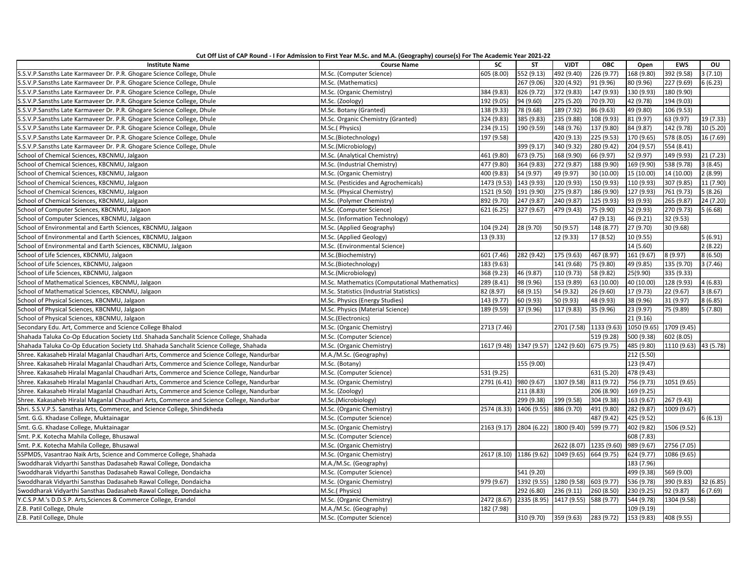**Cut Off List of CAP Round - I For Admission to First Year M.Sc. and M.A. (Geography) course(s) For The Academic Year 2021-22**

| Institute Name | Course Name | SC | ST | VJDT | OBC | Open | EWS | OU |
|---|---|---|---|---|---|---|---|---|
| S.S.V.P.Sansths Late Karmaveer Dr. P.R. Ghogare Science College, Dhule | M.Sc. (Computer Science) | 605 (8.00) | 552 (9.13) | 492 (9.40) | 226 (9.77) | 168 (9.80) | 392 (9.58) | 3 (7.10) |
| S.S.V.P.Sansths Late Karmaveer Dr. P.R. Ghogare Science College, Dhule | M.Sc. (Mathematics) | | 267 (9.06) | 320 (4.92) | 91 (9.96) | 80 (9.96) | 227 (9.69) | 6 (6.23) |
| S.S.V.P.Sansths Late Karmaveer Dr. P.R. Ghogare Science College, Dhule | M.Sc. (Organic Chemistry) | 384 (9.83) | 826 (9.72) | 372 (9.83) | 147 (9.93) | 130 (9.93) | 180 (9.90) | |
| S.S.V.P.Sansths Late Karmaveer Dr. P.R. Ghogare Science College, Dhule | M.Sc. (Zoology) | 192 (9.05) | 94 (9.60) | 275 (5.20) | 70 (9.70) | 42 (9.78) | 194 (9.03) | |
| S.S.V.P.Sansths Late Karmaveer Dr. P.R. Ghogare Science College, Dhule | M.Sc. Botany (Granted) | 138 (9.33) | 78 (9.68) | 189 (7.92) | 86 (9.63) | 49 (9.80) | 106 (9.53) | |
| S.S.V.P.Sansths Late Karmaveer Dr. P.R. Ghogare Science College, Dhule | M.Sc. Organic Chemistry (Granted) | 324 (9.83) | 385 (9.83) | 235 (9.88) | 108 (9.93) | 81 (9.97) | 63 (9.97) | 19 (7.33) |
| S.S.V.P.Sansths Late Karmaveer Dr. P.R. Ghogare Science College, Dhule | M.Sc.( Physics) | 234 (9.15) | 190 (9.59) | 148 (9.76) | 137 (9.80) | 84 (9.87) | 142 (9.78) | 10 (5.20) |
| S.S.V.P.Sansths Late Karmaveer Dr. P.R. Ghogare Science College, Dhule | M.Sc.(Biotechnology) | 197 (9.58) | | 420 (9.13) | 225 (9.53) | 170 (9.65) | 578 (8.05) | 16 (7.69) |
| S.S.V.P.Sansths Late Karmaveer Dr. P.R. Ghogare Science College, Dhule | M.Sc.(Microbiology) | | 399 (9.17) | 340 (9.32) | 280 (9.42) | 204 (9.57) | 554 (8.41) | |
| School of Chemical Sciences, KBCNMU, Jalgaon | M.Sc. (Analytical Chemistry) | 461 (9.80) | 673 (9.75) | 168 (9.90) | 66 (9.97) | 52 (9.97) | 149 (9.93) | 21 (7.23) |
| School of Chemical Sciences, KBCNMU, Jalgaon | M.Sc. (Industrial Chemistry) | 477 (9.80) | 364 (9.83) | 272 (9.87) | 188 (9.90) | 169 (9.90) | 538 (9.78) | 3 (8.45) |
| School of Chemical Sciences, KBCNMU, Jalgaon | M.Sc. (Organic Chemistry) | 400 (9.83) | 54 (9.97) | 49 (9.97) | 30 (10.00) | 15 (10.00) | 14 (10.00) | 2 (8.99) |
| School of Chemical Sciences, KBCNMU, Jalgaon | M.Sc. (Pesticides and Agrochemicals) | 1473 (9.53) | 143 (9.93) | 120 (9.93) | 150 (9.93) | 110 (9.93) | 307 (9.85) | 11 (7.90) |
| School of Chemical Sciences, KBCNMU, Jalgaon | M.Sc. (Physical Chemistry) | 1521 (9.50) | 191 (9.90) | 275 (9.87) | 186 (9.90) | 127 (9.93) | 761 (9.73) | 5 (8.26) |
| School of Chemical Sciences, KBCNMU, Jalgaon | M.Sc. (Polymer Chemistry) | 892 (9.70) | 247 (9.87) | 240 (9.87) | 125 (9.93) | 93 (9.93) | 265 (9.87) | 24 (7.20) |
| School of Computer Sciences, KBCNMU, Jalgaon | M.Sc. (Computer Science) | 621 (6.25) | 327 (9.67) | 479 (9.43) | 75 (9.90) | 52 (9.93) | 270 (9.73) | 5 (6.68) |
| School of Computer Sciences, KBCNMU, Jalgaon | M.Sc. (Information Technology) | | | | 47 (9.13) | 46 (9.21) | 32 (9.53) | |
| School of Environmental and Earth Sciences, KBCNMU, Jalgaon | M.Sc. (Applied Geography) | 104 (9.24) | 28 (9.70) | 50 (9.57) | 148 (8.77) | 27 (9.70) | 30 (9.68) | |
| School of Environmental and Earth Sciences, KBCNMU, Jalgaon | M.Sc. (Applied Geology) | 13 (9.33) | | 12 (9.33) | 17 (8.52) | 10 (9.55) | | 5 (6.91) |
| School of Environmental and Earth Sciences, KBCNMU, Jalgaon | M.Sc. (Environmental Science) | | | | | 14 (5.60) | | 2 (8.22) |
| School of Life Sciences, KBCNMU, Jalgaon | M.Sc.(Biochemistry) | 601 (7.46) | 282 (9.42) | 175 (9.63) | 467 (8.97) | 161 (9.67) | 8 (9.97) | 8 (6.50) |
| School of Life Sciences, KBCNMU, Jalgaon | M.Sc.(Biotechnology) | 183 (9.63) | | 141 (9.68) | 75 (9.80) | 49 (9.85) | 135 (9.70) | 3 (7.46) |
| School of Life Sciences, KBCNMU, Jalgaon | M.Sc.(Microbiology) | 368 (9.23) | 46 (9.87) | 110 (9.73) | 58 (9.82) | 25(9.90) | 335 (9.33) | |
| School of Mathematical Sciences, KBCNMU, Jalgaon | M.Sc. Mathematics (Computational Mathematics) | 289 (8.41) | 98 (9.96) | 153 (9.89) | 63 (10.00) | 40 (10.00) | 128 (9.93) | 4 (6.83) |
| School of Mathematical Sciences, KBCNMU, Jalgaon | M.Sc. Statistics (Industrial Statistics) | 82 (8.97) | 68 (9.15) | 54 (9.32) | 26 (9.60) | 17 (9.73) | 22 (9.67) | 3 (8.67) |
| School of Physical Sciences, KBCNMU, Jalgaon | M.Sc. Physics (Energy Studies) | 143 (9.77) | 60 (9.93) | 50 (9.93) | 48 (9.93) | 38 (9.96) | 31 (9.97) | 8 (6.85) |
| School of Physical Sciences, KBCNMU, Jalgaon | M.Sc. Physics (Material Science) | 189 (9.59) | 37 (9.96) | 117 (9.83) | 35 (9.96) | 23 (9.97) | 75 (9.89) | 5 (7.80) |
| School of Physical Sciences, KBCNMU, Jalgaon | M.Sc.(Electronics) | | | | | 21 (9.16) | | |
| Secondary Edu. Art, Commerce and Science College Bhalod | M.Sc. (Organic Chemistry) | 2713 (7.46) | | 2701 (7.58) | 1133 (9.63) | 1050 (9.65) | 1709 (9.45) | |
| Shahada Taluka Co-Op Education Society Ltd. Shahada Sanchalit Science College, Shahada | M.Sc. (Computer Science) | | | | 519 (9.28) | 500 (9.38) | 602 (8.05) | |
| Shahada Taluka Co-Op Education Society Ltd. Shahada Sanchalit Science College, Shahada | M.Sc. (Organic Chemistry) | 1617 (9.48) | 1347 (9.57) | 1242 (9.60) | 675 (9.75) | 485 (9.80) | 1110 (9.63) | 43 (5.78) |
| Shree. Kakasaheb Hiralal Maganlal Chaudhari Arts, Commerce and Science College, Nandurbar | M.A./M.Sc. (Geography) | | | | | 212 (5.50) | | |
| Shree. Kakasaheb Hiralal Maganlal Chaudhari Arts, Commerce and Science College, Nandurbar | M.Sc. (Botany) | | 155 (9.00) | | | 123 (9.47) | | |
| Shree. Kakasaheb Hiralal Maganlal Chaudhari Arts, Commerce and Science College, Nandurbar | M.Sc. (Computer Science) | 531 (9.25) | | | 631 (5.20) | 478 (9.43) | | |
| Shree. Kakasaheb Hiralal Maganlal Chaudhari Arts, Commerce and Science College, Nandurbar | M.Sc. (Organic Chemistry) | 2791 (6.41) | 980 (9.67) | 1307 (9.58) | 811 (9.72) | 756 (9.73) | 1051 (9.65) | |
| Shree. Kakasaheb Hiralal Maganlal Chaudhari Arts, Commerce and Science College, Nandurbar | M.Sc. (Zoology) | | 211 (8.83) | | 206 (8.90) | 169 (9.25) | | |
| Shree. Kakasaheb Hiralal Maganlal Chaudhari Arts, Commerce and Science College, Nandurbar | M.Sc.(Microbiology) | | 299 (9.38) | 199 (9.58) | 304 (9.38) | 163 (9.67) | 267 (9.43) | |
| Shri. S.S.V.P.S. Sansthas Arts, Commerce, and Science College, Shindkheda | M.Sc. (Organic Chemistry) | 2574 (8.33) | 1406 (9.55) | 886 (9.70) | 491 (9.80) | 282 (9.87) | 1009 (9.67) | |
| Smt. G.G. Khadase College, Muktainagar | M.Sc. (Computer Science) | | | | 487 (9.42) | 425 (9.52) | | 6 (6.13) |
| Smt. G.G. Khadase College, Muktainagar | M.Sc. (Organic Chemistry) | 2163 (9.17) | 2804 (6.22) | 1800 (9.40) | 599 (9.77) | 402 (9.82) | 1506 (9.52) | |
| Smt. P.K. Kotecha Mahila College, Bhusawal | M.Sc. (Computer Science) | | | | | 608 (7.83) | | |
| Smt. P.K. Kotecha Mahila College, Bhusawal | M.Sc. (Organic Chemistry) | | | 2622 (8.07) | 1235 (9.60) | 989 (9.67) | 2756 (7.05) | |
| SSPMDS, Vasantrao Naik Arts, Science and Commerce College, Shahada | M.Sc. (Organic Chemistry) | 2617 (8.10) | 1186 (9.62) | 1049 (9.65) | 664 (9.75) | 624 (9.77) | 1086 (9.65) | |
| Swoddharak Vidyarthi Sansthas Dadasaheb Rawal College, Dondaicha | M.A./M.Sc. (Geography) | | | | | 183 (7.96) | | |
| Swoddharak Vidyarthi Sansthas Dadasaheb Rawal College, Dondaicha | M.Sc. (Computer Science) | | 541 (9.20) | | | 499 (9.38) | 569 (9.00) | |
| Swoddharak Vidyarthi Sansthas Dadasaheb Rawal College, Dondaicha | M.Sc. (Organic Chemistry) | 979 (9.67) | 1392 (9.55) | 1280 (9.58) | 603 (9.77) | 536 (9.78) | 390 (9.83) | 32 (6.85) |
| Swoddharak Vidyarthi Sansthas Dadasaheb Rawal College, Dondaicha | M.Sc.( Physics) | | 292 (6.80) | 236 (9.11) | 260 (8.50) | 230 (9.25) | 92 (9.87) | 6 (7.69) |
| Y.C.S.P.M.'s D.D.S.P. Arts,Sciences & Commerce College, Erandol | M.Sc. (Organic Chemistry) | 2472 (8.67) | 2335 (8.95) | 1417 (9.55) | 588 (9.77) | 544 (9.78) | 1304 (9.58) | |
| Z.B. Patil College, Dhule | M.A./M.Sc. (Geography) | 182 (7.98) | | | | 109 (9.19) | | |
| Z.B. Patil College, Dhule | M.Sc. (Computer Science) | | 310 (9.70) | 359 (9.63) | 283 (9.72) | 153 (9.83) | 408 (9.55) | |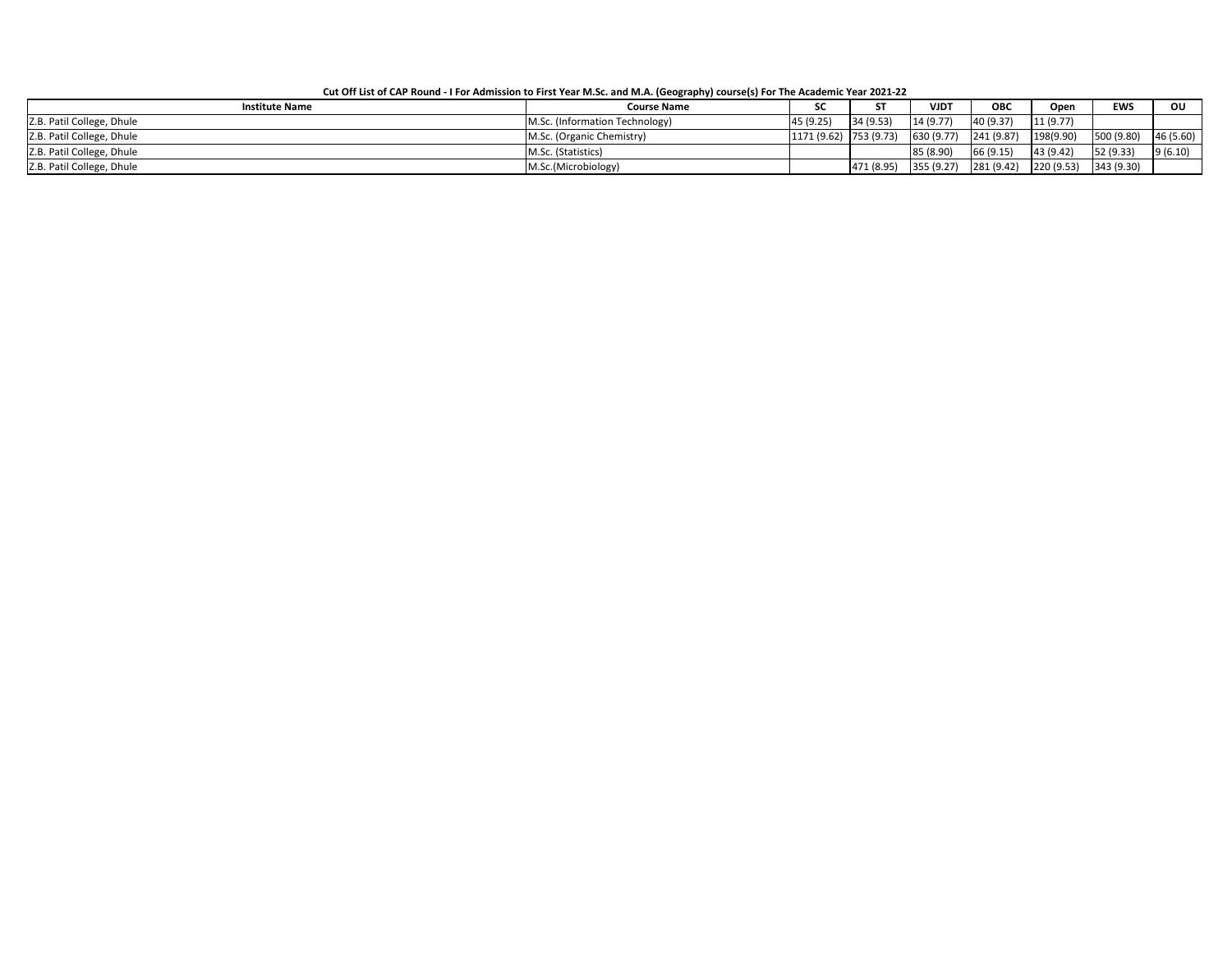**Cut Off List of CAP Round - I For Admission to First Year M.Sc. and M.A. (Geography) course(s) For The Academic Year 2021-22**

| Institute Name | Course Name | SC | ST | VJDT | OBC | Open | EWS | OU |
|---|---|---|---|---|---|---|---|---|
| Z.B. Patil College, Dhule | M.Sc. (Information Technology) | 45 (9.25) | 34 (9.53) | 14 (9.77) | 40 (9.37) | 11 (9.77) | | |
| Z.B. Patil College, Dhule | M.Sc. (Organic Chemistry) | 1171 (9.62) | 753 (9.73) | 630 (9.77) | 241 (9.87) | 198(9.90) | 500 (9.80) | 46 (5.60) |
| Z.B. Patil College, Dhule | M.Sc. (Statistics) | | | 85 (8.90) | 66 (9.15) | 43 (9.42) | 52 (9.33) | 9 (6.10) |
| Z.B. Patil College, Dhule | M.Sc.(Microbiology) | | 471 (8.95) | 355 (9.27) | 281 (9.42) | 220 (9.53) | 343 (9.30) | |